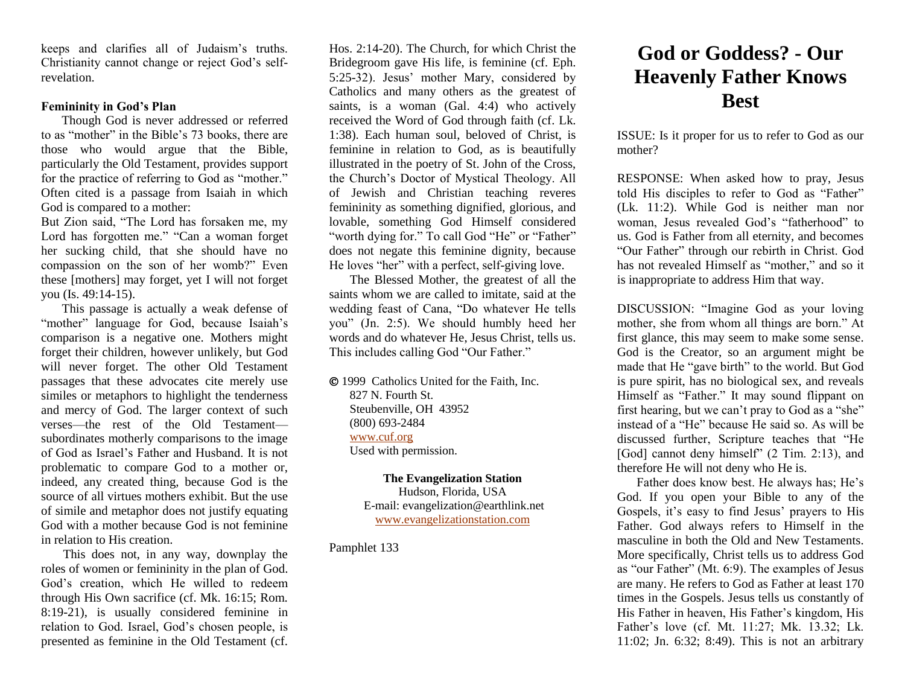# God or Goddess? - Our Heavenly Father Knows Best

ISSUE: Is it proper for us to refer to God as our mother?

RESPONSE: When asked how to pray, Jesus told His disciples to refer to God as "Father" (Lk. 11:2). While God is neither man nor woman, Jesus revealed God's "fatherhood" to us. God is Father from all eternity, and becomes "Our Father" through our rebirth in Christ. God has not revealed Himself as "mother," and so it is inappropriate to address Him that way.

DISCUSSION: "Imagine God as your loving mother, she from whom all things are born." At first glance, this may seem to make some sense. God is the Creator, so an argument might be made that He "gave birth" to the world. But God is pure spirit, has no biological sex, and reveals Himself as "Father." It may sound flippant on first hearing, but we can't pray to God as a "she" instead of a "He" because He said so. As will be discussed further, Scripture teaches that "He [God] cannot deny himself" (2 Tim. 2:13), and therefore He will not deny who He is.

Father does know best. He always has; He's God. If you open your Bible to any of the Gospels, it's easy to find Jesus' prayers to His Father. God always refers to Himself in the masculine in both the Old and New Testaments. More specifically, Christ tells us to address God as "our Father" (Mt. 6:9). The examples of Jesus are many. He refers to God as Father at least 170 times in the Gospels. Jesus tells us constantly of His Father in heaven, His Father's kingdom, His Father's love (cf. Mt. 11:27; Mk. 13.32; Lk. 11:02; Jn. 6:32; 8:49). This is not an arbitrary

keeps and clarifies all of Judaism's truths. Christianity cannot change or reject God's self-revelation.

**Femininity in God's Plan**

Though God is never addressed or referred to as "mother" in the Bible's 73 books, there are those who would argue that the Bible, particularly the Old Testament, provides support for the practice of referring to God as "mother." Often cited is a passage from Isaiah in which God is compared to a mother:

But Zion said, "The Lord has forsaken me, my Lord has forgotten me." "Can a woman forget her sucking child, that she should have no compassion on the son of her womb?" Even these [mothers] may forget, yet I will not forget you (Is. 49:14-15).

This passage is actually a weak defense of "mother" language for God, because Isaiah's comparison is a negative one. Mothers might forget their children, however unlikely, but God will never forget. The other Old Testament passages that these advocates cite merely use similes or metaphors to highlight the tenderness and mercy of God. The larger context of such verses—the rest of the Old Testament—subordinates motherly comparisons to the image of God as Israel's Father and Husband. It is not problematic to compare God to a mother or, indeed, any created thing, because God is the source of all virtues mothers exhibit. But the use of simile and metaphor does not justify equating God with a mother because God is not feminine in relation to His creation.

This does not, in any way, downplay the roles of women or femininity in the plan of God. God's creation, which He willed to redeem through His Own sacrifice (cf. Mk. 16:15; Rom. 8:19-21), is usually considered feminine in relation to God. Israel, God's chosen people, is presented as feminine in the Old Testament (cf. Hos. 2:14-20). The Church, for which Christ the Bridegroom gave His life, is feminine (cf. Eph. 5:25-32). Jesus' mother Mary, considered by Catholics and many others as the greatest of saints, is a woman (Gal. 4:4) who actively received the Word of God through faith (cf. Lk. 1:38). Each human soul, beloved of Christ, is feminine in relation to God, as is beautifully illustrated in the poetry of St. John of the Cross, the Church's Doctor of Mystical Theology. All of Jewish and Christian teaching reveres femininity as something dignified, glorious, and lovable, something God Himself considered "worth dying for." To call God "He" or "Father" does not negate this feminine dignity, because He loves "her" with a perfect, self-giving love.

The Blessed Mother, the greatest of all the saints whom we are called to imitate, said at the wedding feast of Cana, "Do whatever He tells you" (Jn. 2:5). We should humbly heed her words and do whatever He, Jesus Christ, tells us. This includes calling God "Our Father."

© 1999 Catholics United for the Faith, Inc.
827 N. Fourth St.
Steubenville, OH 43952
(800) 693-2484
www.cuf.org
Used with permission.

**The Evangelization Station**
Hudson, Florida, USA
E-mail: evangelization@earthlink.net
www.evangelizationstation.com

Pamphlet 133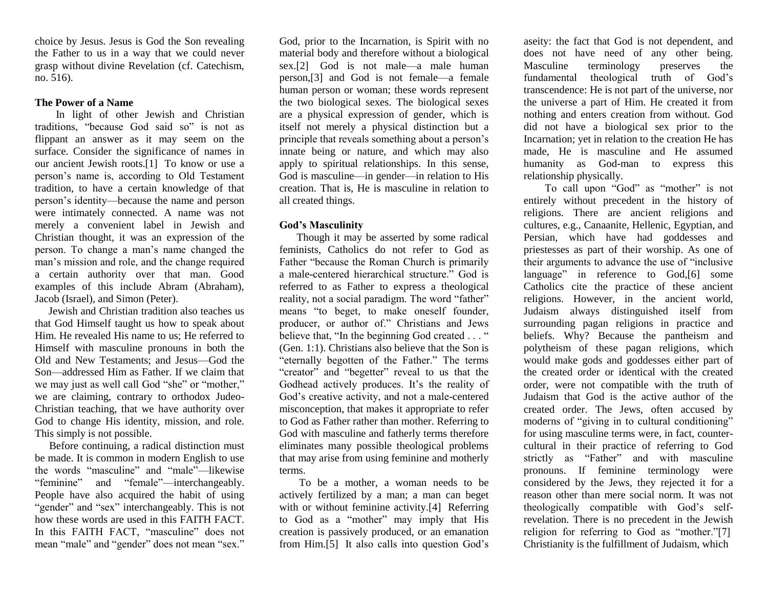choice by Jesus. Jesus is God the Son revealing the Father to us in a way that we could never grasp without divine Revelation (cf. Catechism, no. 516).

**The Power of a Name**

In light of other Jewish and Christian traditions, "because God said so" is not as flippant an answer as it may seem on the surface. Consider the significance of names in our ancient Jewish roots.[1] To know or use a person's name is, according to Old Testament tradition, to have a certain knowledge of that person's identity—because the name and person were intimately connected. A name was not merely a convenient label in Jewish and Christian thought, it was an expression of the person. To change a man's name changed the man's mission and role, and the change required a certain authority over that man. Good examples of this include Abram (Abraham), Jacob (Israel), and Simon (Peter).

Jewish and Christian tradition also teaches us that God Himself taught us how to speak about Him. He revealed His name to us; He referred to Himself with masculine pronouns in both the Old and New Testaments; and Jesus—God the Son—addressed Him as Father. If we claim that we may just as well call God "she" or "mother," we are claiming, contrary to orthodox Judeo-Christian teaching, that we have authority over God to change His identity, mission, and role. This simply is not possible.

Before continuing, a radical distinction must be made. It is common in modern English to use the words "masculine" and "male"—likewise "feminine" and "female"—interchangeably. People have also acquired the habit of using "gender" and "sex" interchangeably. This is not how these words are used in this FAITH FACT. In this FAITH FACT, "masculine" does not mean "male" and "gender" does not mean "sex." God, prior to the Incarnation, is Spirit with no material body and therefore without a biological sex.[2] God is not male—a male human person,[3] and God is not female—a female human person or woman; these words represent the two biological sexes. The biological sexes are a physical expression of gender, which is itself not merely a physical distinction but a principle that reveals something about a person's innate being or nature, and which may also apply to spiritual relationships. In this sense, God is masculine—in gender—in relation to His creation. That is, He is masculine in relation to all created things.

**God's Masculinity**

Though it may be asserted by some radical feminists, Catholics do not refer to God as Father "because the Roman Church is primarily a male-centered hierarchical structure." God is referred to as Father to express a theological reality, not a social paradigm. The word "father" means "to beget, to make oneself founder, producer, or author of." Christians and Jews believe that, "In the beginning God created . . . " (Gen. 1:1). Christians also believe that the Son is "eternally begotten of the Father." The terms "creator" and "begetter" reveal to us that the Godhead actively produces. It's the reality of God's creative activity, and not a male-centered misconception, that makes it appropriate to refer to God as Father rather than mother. Referring to God with masculine and fatherly terms therefore eliminates many possible theological problems that may arise from using feminine and motherly terms.

To be a mother, a woman needs to be actively fertilized by a man; a man can beget with or without feminine activity.[4] Referring to God as a "mother" may imply that His creation is passively produced, or an emanation from Him.[5] It also calls into question God's aseity: the fact that God is not dependent, and does not have need of any other being. Masculine terminology preserves the fundamental theological truth of God's transcendence: He is not part of the universe, nor the universe a part of Him. He created it from nothing and enters creation from without. God did not have a biological sex prior to the Incarnation; yet in relation to the creation He has made, He is masculine and He assumed humanity as God-man to express this relationship physically.

To call upon "God" as "mother" is not entirely without precedent in the history of religions. There are ancient religions and cultures, e.g., Canaanite, Hellenic, Egyptian, and Persian, which have had goddesses and priestesses as part of their worship. As one of their arguments to advance the use of "inclusive language" in reference to God,[6] some Catholics cite the practice of these ancient religions. However, in the ancient world, Judaism always distinguished itself from surrounding pagan religions in practice and beliefs. Why? Because the pantheism and polytheism of these pagan religions, which would make gods and goddesses either part of the created order or identical with the created order, were not compatible with the truth of Judaism that God is the active author of the created order. The Jews, often accused by moderns of "giving in to cultural conditioning" for using masculine terms were, in fact, counter-cultural in their practice of referring to God strictly as "Father" and with masculine pronouns. If feminine terminology were considered by the Jews, they rejected it for a reason other than mere social norm. It was not theologically compatible with God's self-revelation. There is no precedent in the Jewish religion for referring to God as "mother."[7] Christianity is the fulfillment of Judaism, which